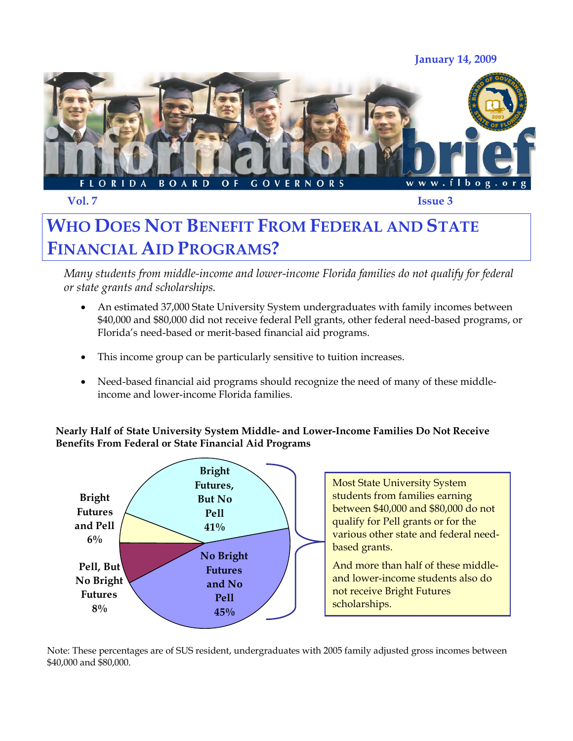January 14, 2009

information brief

FLORIDA BOARD OF GOVERNORS www.flbog.org

Vol. 7 Issue 3

# WHO DOES NOT BENEFIT FROM FEDERAL AND STATE FINANCIAL AID PROGRAMS?

*Many students from middle-income and lower-income Florida families do not qualify for federal or state grants and scholarships.*

- An estimated 37,000 State University System undergraduates with family incomes between $40,000 and $80,000 did not receive federal Pell grants, other federal need-based programs, or Florida's need-based or merit-based financial aid programs.
- This income group can be particularly sensitive to tuition increases.
- Need-based financial aid programs should recognize the need of many of these middle-income and lower-income Florida families.

**Nearly Half of State University System Middle- and Lower-Income Families Do Not Receive Benefits From Federal or State Financial Aid Programs**

| Category | Percent |
|---|---|
| Bright Futures, But No Pell | 41% |
| No Bright Futures and No Pell | 45% |
| Pell, But No Bright Futures | 8% |
| Bright Futures and Pell | 6% |

Most State University System students from families earning between $40,000 and $80,000 do not qualify for Pell grants or for the various other state and federal need-based grants.

And more than half of these middle- and lower-income students also do not receive Bright Futures scholarships.

Note: These percentages are of SUS resident, undergraduates with 2005 family adjusted gross incomes between $40,000 and $80,000.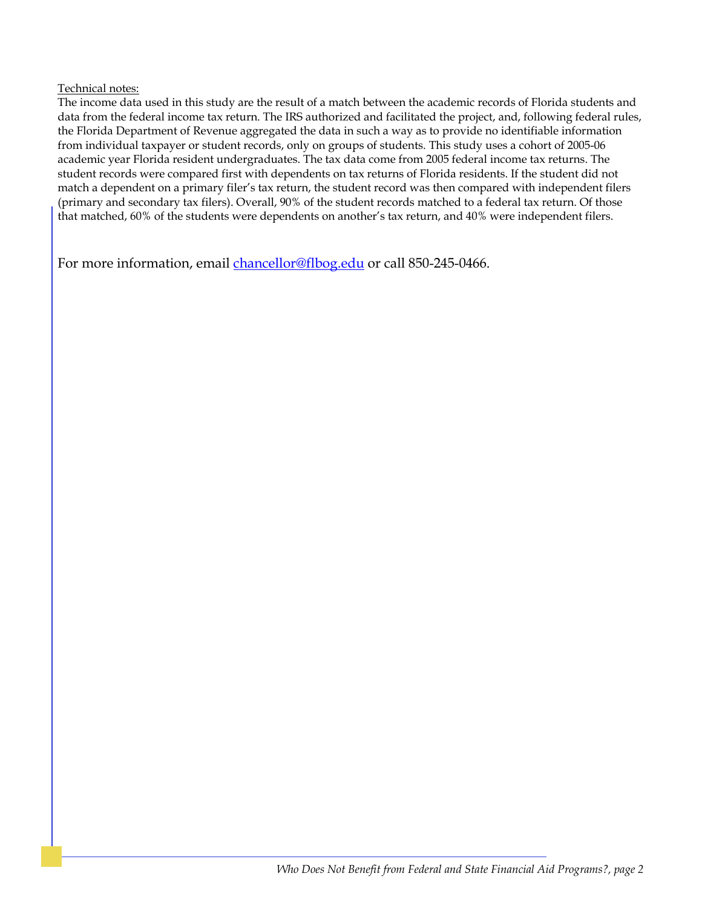Technical notes:

The income data used in this study are the result of a match between the academic records of Florida students and data from the federal income tax return. The IRS authorized and facilitated the project, and, following federal rules, the Florida Department of Revenue aggregated the data in such a way as to provide no identifiable information from individual taxpayer or student records, only on groups of students. This study uses a cohort of 2005-06 academic year Florida resident undergraduates. The tax data come from 2005 federal income tax returns. The student records were compared first with dependents on tax returns of Florida residents. If the student did not match a dependent on a primary filer's tax return, the student record was then compared with independent filers (primary and secondary tax filers). Overall, 90% of the student records matched to a federal tax return. Of those that matched, 60% of the students were dependents on another's tax return, and 40% were independent filers.

For more information, email [chancellor@flbog.edu](mailto:chancellor@flbog.edu) or call 850-245-0466.